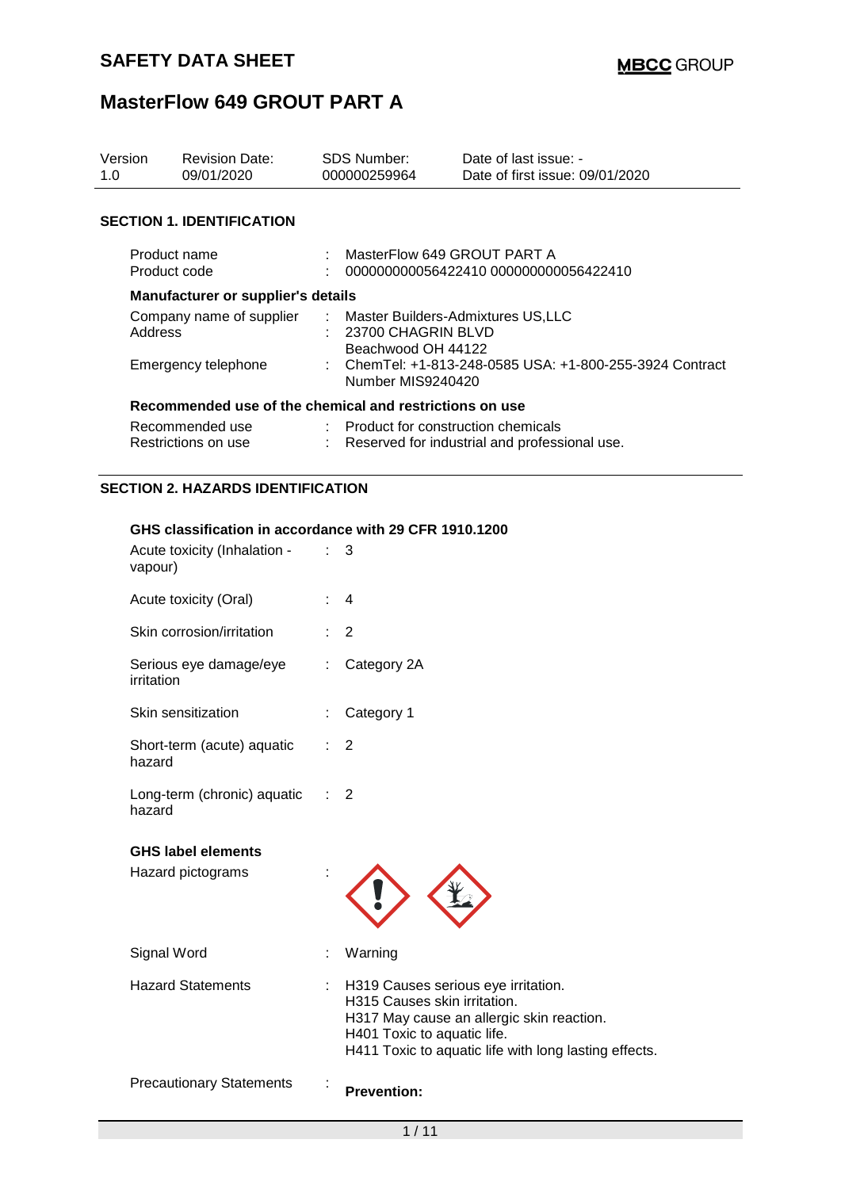# SAFETY DATA SHEET

# MasterFlow 649 GROUT PART A

| Version | Revision Date: | SDS Number: | Date of last issue: - |
|---|---|---|---|
| 1.0 | 09/01/2020 | 000000259964 | Date of first issue: 09/01/2020 |

## SECTION 1. IDENTIFICATION

Product name : MasterFlow 649 GROUT PART A
Product code : 000000000056422410 000000000056422410

**Manufacturer or supplier's details**

Company name of supplier : Master Builders-Admixtures US,LLC
Address : 23700 CHAGRIN BLVD
Beachwood OH 44122
Emergency telephone : ChemTel: +1-813-248-0585 USA: +1-800-255-3924 Contract Number MIS9240420

**Recommended use of the chemical and restrictions on use**

Recommended use : Product for construction chemicals
Restrictions on use : Reserved for industrial and professional use.

## SECTION 2. HAZARDS IDENTIFICATION

**GHS classification in accordance with 29 CFR 1910.1200**

Acute toxicity (Inhalation - vapour) : 3

Acute toxicity (Oral) : 4

Skin corrosion/irritation : 2

Serious eye damage/eye irritation : Category 2A

Skin sensitization : Category 1

Short-term (acute) aquatic hazard : 2

Long-term (chronic) aquatic hazard : 2

**GHS label elements**

Hazard pictograms :

Signal Word : Warning

Hazard Statements : H319 Causes serious eye irritation.
H315 Causes skin irritation.
H317 May cause an allergic skin reaction.
H401 Toxic to aquatic life.
H411 Toxic to aquatic life with long lasting effects.

Precautionary Statements : **Prevention:**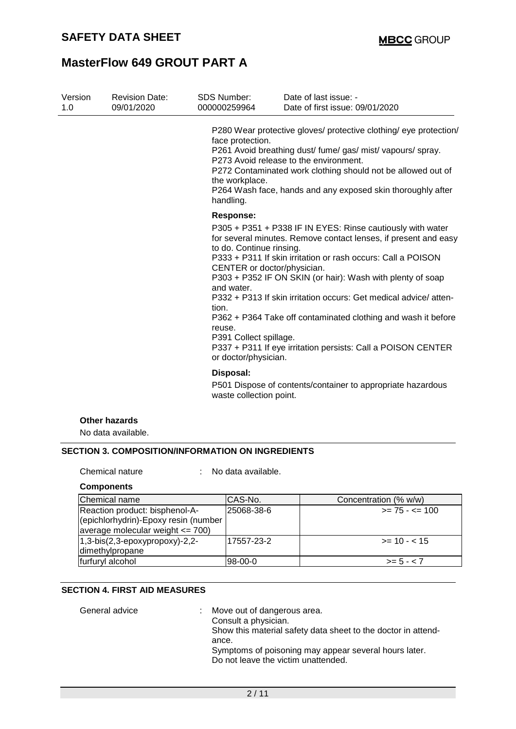P280 Wear protective gloves/ protective clothing/ eye protection/ face protection.
P261 Avoid breathing dust/ fume/ gas/ mist/ vapours/ spray.
P273 Avoid release to the environment.
P272 Contaminated work clothing should not be allowed out of the workplace.
P264 Wash face, hands and any exposed skin thoroughly after handling.

**Response:**

P305 + P351 + P338 IF IN EYES: Rinse cautiously with water for several minutes. Remove contact lenses, if present and easy to do. Continue rinsing.
P333 + P311 If skin irritation or rash occurs: Call a POISON CENTER or doctor/physician.
P303 + P352 IF ON SKIN (or hair): Wash with plenty of soap and water.
P332 + P313 If skin irritation occurs: Get medical advice/ attention.
P362 + P364 Take off contaminated clothing and wash it before reuse.
P391 Collect spillage.
P337 + P311 If eye irritation persists: Call a POISON CENTER or doctor/physician.

**Disposal:**

P501 Dispose of contents/container to appropriate hazardous waste collection point.

**Other hazards**

No data available.

## SECTION 3. COMPOSITION/INFORMATION ON INGREDIENTS

Chemical nature : No data available.

**Components**

| Chemical name | CAS-No. | Concentration (% w/w) |
|---|---|---|
| Reaction product: bisphenol-A-(epichlorhydrin)-Epoxy resin (number average molecular weight <= 700) | 25068-38-6 | >= 75 - <= 100 |
| 1,3-bis(2,3-epoxypropoxy)-2,2-dimethylpropane | 17557-23-2 | >= 10 - < 15 |
| furfuryl alcohol | 98-00-0 | >= 5 - < 7 |

## SECTION 4. FIRST AID MEASURES

General advice : Move out of dangerous area.
Consult a physician.
Show this material safety data sheet to the doctor in attendance.
Symptoms of poisoning may appear several hours later.
Do not leave the victim unattended.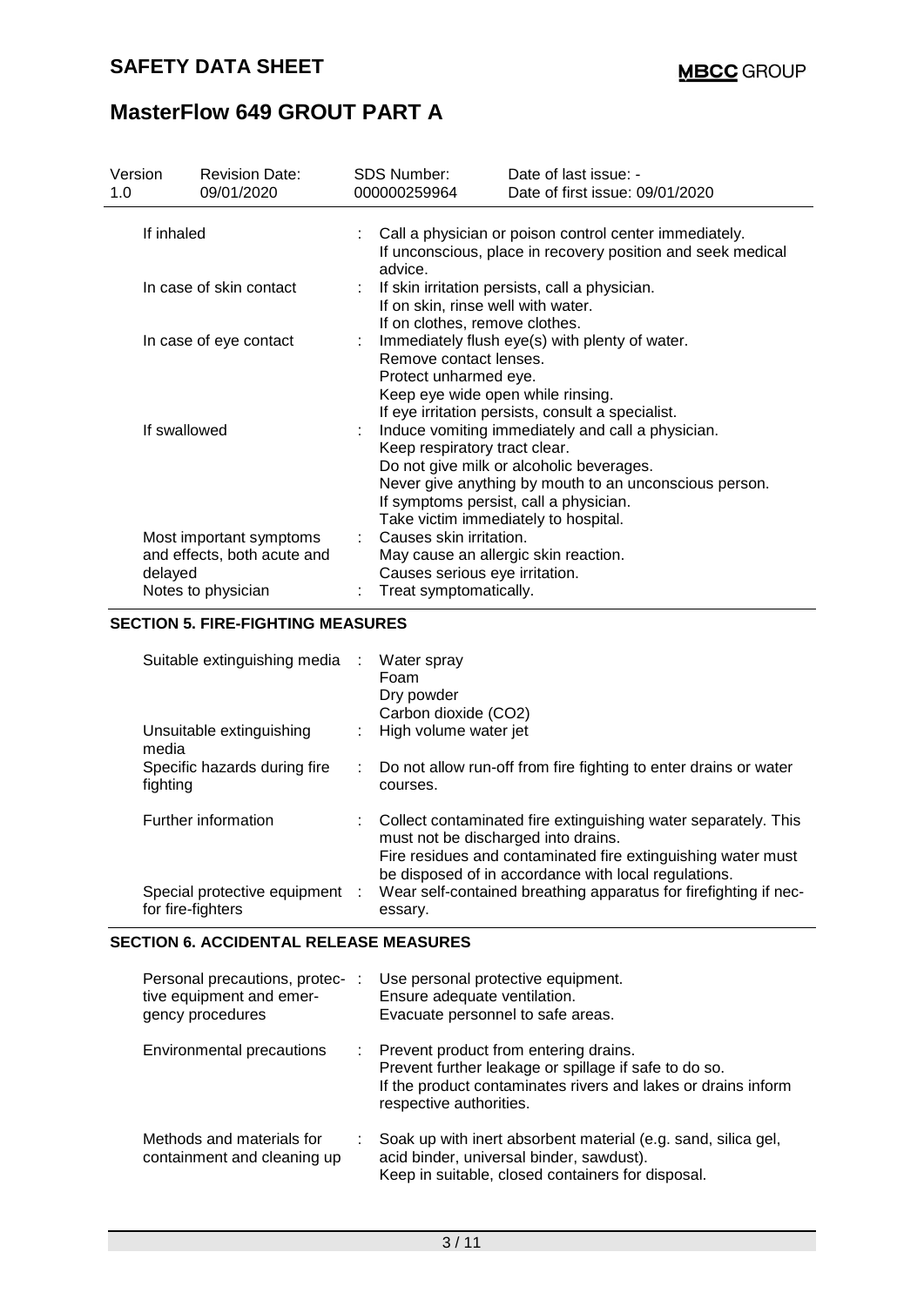| Version | Revision Date: | SDS Number: | Date of last issue: - |
|---|---|---|---|
| 1.0 | 09/01/2020 | 000000259964 | Date of first issue: 09/01/2020 |

| | |
|---|---|
| If inhaled | : Call a physician or poison control center immediately.<br>If unconscious, place in recovery position and seek medical advice. |
| In case of skin contact | : If skin irritation persists, call a physician.<br>If on skin, rinse well with water.<br>If on clothes, remove clothes. |
| In case of eye contact | : Immediately flush eye(s) with plenty of water.<br>Remove contact lenses.<br>Protect unharmed eye.<br>Keep eye wide open while rinsing.<br>If eye irritation persists, consult a specialist. |
| If swallowed | : Induce vomiting immediately and call a physician.<br>Keep respiratory tract clear.<br>Do not give milk or alcoholic beverages.<br>Never give anything by mouth to an unconscious person.<br>If symptoms persist, call a physician.<br>Take victim immediately to hospital. |
| Most important symptoms and effects, both acute and delayed | : Causes skin irritation.<br>May cause an allergic skin reaction.<br>Causes serious eye irritation. |
| Notes to physician | : Treat symptomatically. |

## SECTION 5. FIRE-FIGHTING MEASURES

| | |
|---|---|
| Suitable extinguishing media | : Water spray<br>Foam<br>Dry powder<br>Carbon dioxide ($CO_2$) |
| Unsuitable extinguishing media | : High volume water jet |
| Specific hazards during fire fighting | : Do not allow run-off from fire fighting to enter drains or water courses. |
| Further information | : Collect contaminated fire extinguishing water separately. This must not be discharged into drains.<br>Fire residues and contaminated fire extinguishing water must be disposed of in accordance with local regulations. |
| Special protective equipment for fire-fighters | : Wear self-contained breathing apparatus for firefighting if necessary. |

## SECTION 6. ACCIDENTAL RELEASE MEASURES

| | |
|---|---|
| Personal precautions, protective equipment and emergency procedures | : Use personal protective equipment.<br>Ensure adequate ventilation.<br>Evacuate personnel to safe areas. |
| Environmental precautions | : Prevent product from entering drains.<br>Prevent further leakage or spillage if safe to do so.<br>If the product contaminates rivers and lakes or drains inform respective authorities. |
| Methods and materials for containment and cleaning up | : Soak up with inert absorbent material (e.g. sand, silica gel, acid binder, universal binder, sawdust).<br>Keep in suitable, closed containers for disposal. |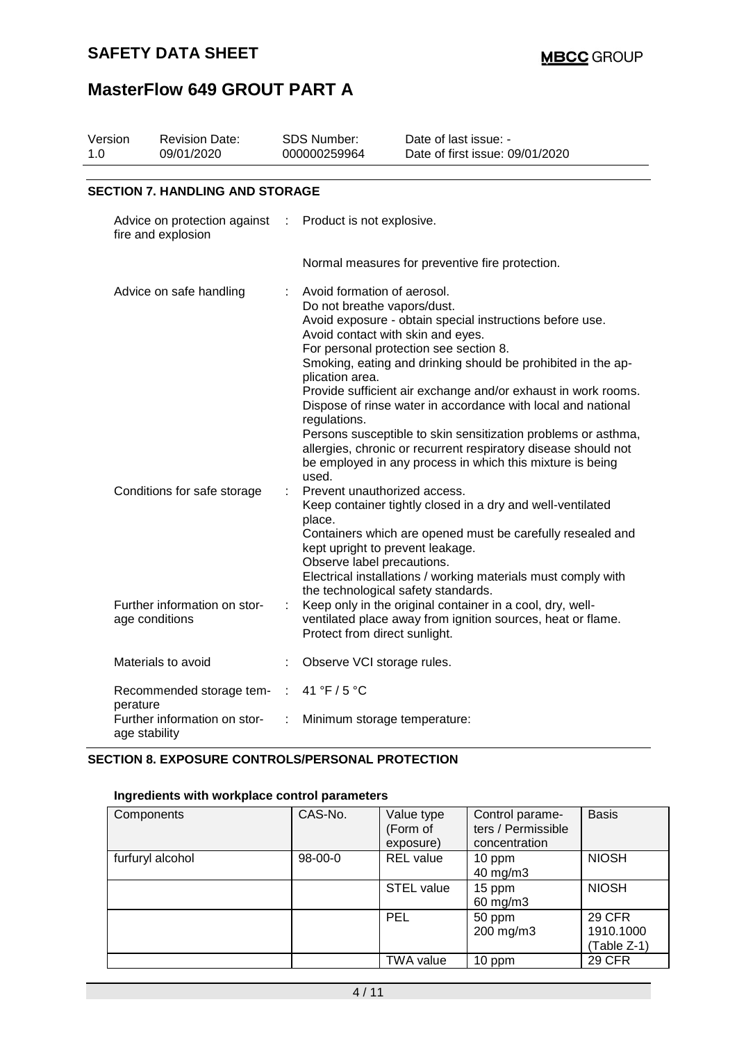# SAFETY DATA SHEET

# MasterFlow 649 GROUT PART A

| Version | Revision Date: | SDS Number: | Date of last issue: - |
|---|---|---|---|
| 1.0 | 09/01/2020 | 000000259964 | Date of first issue: 09/01/2020 |

## SECTION 7. HANDLING AND STORAGE

**Advice on protection against fire and explosion** : Product is not explosive.

Normal measures for preventive fire protection.

**Advice on safe handling** : Avoid formation of aerosol.
Do not breathe vapors/dust.
Avoid exposure - obtain special instructions before use.
Avoid contact with skin and eyes.
For personal protection see section 8.
Smoking, eating and drinking should be prohibited in the application area.
Provide sufficient air exchange and/or exhaust in work rooms.
Dispose of rinse water in accordance with local and national regulations.
Persons susceptible to skin sensitization problems or asthma, allergies, chronic or recurrent respiratory disease should not be employed in any process in which this mixture is being used.

**Conditions for safe storage** : Prevent unauthorized access.
Keep container tightly closed in a dry and well-ventilated place.
Containers which are opened must be carefully resealed and kept upright to prevent leakage.
Observe label precautions.
Electrical installations / working materials must comply with the technological safety standards.

**Further information on storage conditions** : Keep only in the original container in a cool, dry, well-ventilated place away from ignition sources, heat or flame.
Protect from direct sunlight.

**Materials to avoid** : Observe VCI storage rules.

**Recommended storage temperature** : 41 °F / 5 °C

**Further information on storage stability** : Minimum storage temperature:

## SECTION 8. EXPOSURE CONTROLS/PERSONAL PROTECTION

### Ingredients with workplace control parameters

| Components | CAS-No. | Value type (Form of exposure) | Control parameters / Permissible concentration | Basis |
|---|---|---|---|---|
| furfuryl alcohol | 98-00-0 | REL value | 10 ppm<br>40 mg/m3 | NIOSH |
| | | STEL value | 15 ppm<br>60 mg/m3 | NIOSH |
| | | PEL | 50 ppm<br>200 mg/m3 | 29 CFR 1910.1000 (Table Z-1) |
| | | TWA value | 10 ppm | 29 CFR |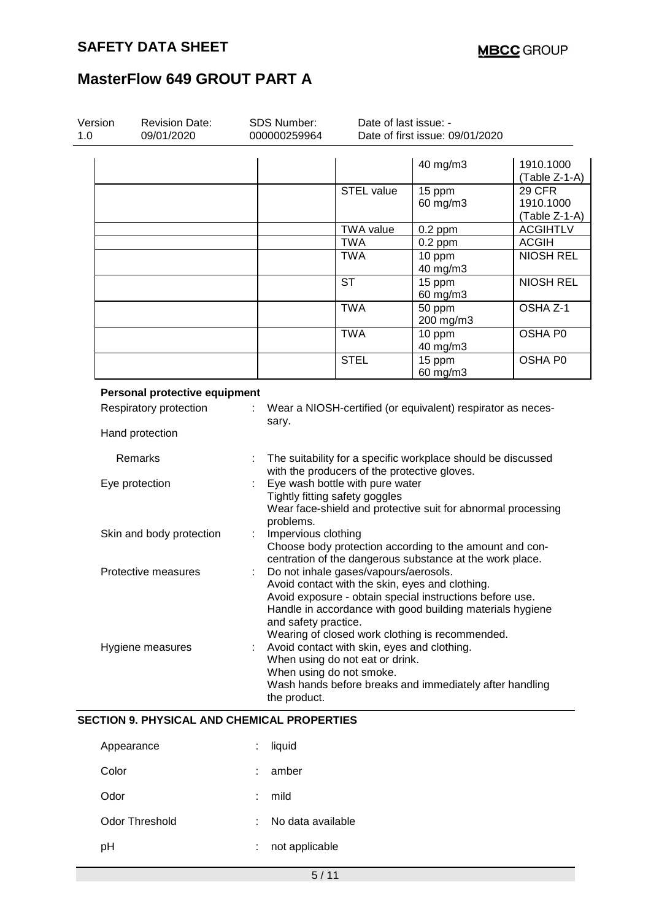| | | | | |
|---|---|---|---|---|
| | | | 40 mg/m3 | 1910.1000 (Table Z-1-A) |
| | | STEL value | 15 ppm<br>60 mg/m3 | 29 CFR 1910.1000 (Table Z-1-A) |
| | | TWA value | 0.2 ppm | ACGIHTLV |
| | | TWA | 0.2 ppm | ACGIH |
| | | TWA | 10 ppm<br>40 mg/m3 | NIOSH REL |
| | | ST | 15 ppm<br>60 mg/m3 | NIOSH REL |
| | | TWA | 50 ppm<br>200 mg/m3 | OSHA Z-1 |
| | | TWA | 10 ppm<br>40 mg/m3 | OSHA P0 |
| | | STEL | 15 ppm<br>60 mg/m3 | OSHA P0 |

**Personal protective equipment**

Respiratory protection : Wear a NIOSH-certified (or equivalent) respirator as necessary.

Hand protection

Remarks : The suitability for a specific workplace should be discussed with the producers of the protective gloves.

Eye protection : Eye wash bottle with pure water
Tightly fitting safety goggles
Wear face-shield and protective suit for abnormal processing problems.

Skin and body protection : Impervious clothing
Choose body protection according to the amount and concentration of the dangerous substance at the work place.

Protective measures : Do not inhale gases/vapours/aerosols.
Avoid contact with the skin, eyes and clothing.
Avoid exposure - obtain special instructions before use.
Handle in accordance with good building materials hygiene and safety practice.
Wearing of closed work clothing is recommended.

Hygiene measures : Avoid contact with skin, eyes and clothing.
When using do not eat or drink.
When using do not smoke.
Wash hands before breaks and immediately after handling the product.

## SECTION 9. PHYSICAL AND CHEMICAL PROPERTIES

Appearance : liquid

Color : amber

Odor : mild

Odor Threshold : No data available

pH : not applicable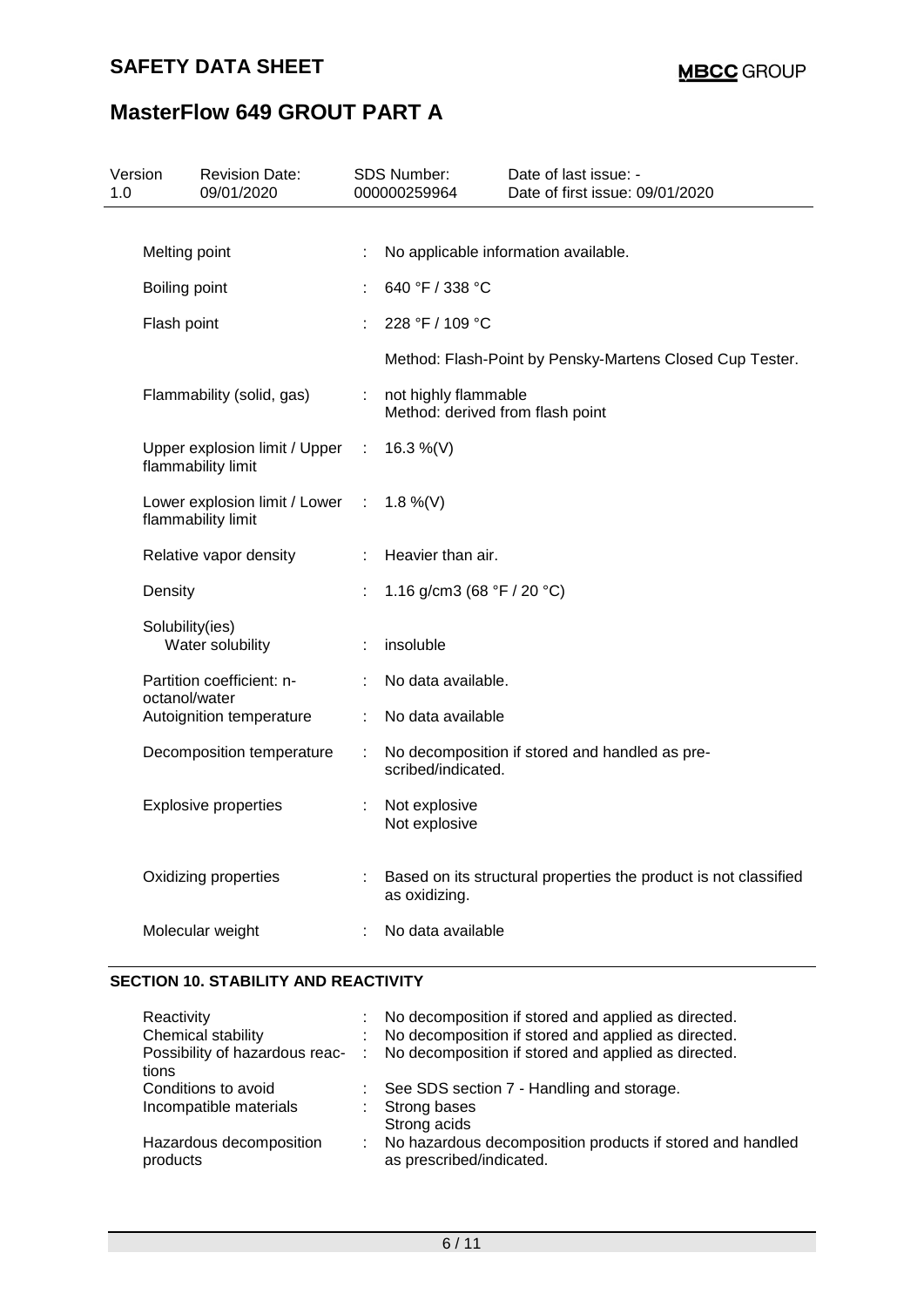| | | |
|---|---|---|
| Melting point | : | No applicable information available. |
| Boiling point | : | 640 °F / 338 °C |
| Flash point | : | 228 °F / 109 °C |
| | | Method: Flash-Point by Pensky-Martens Closed Cup Tester. |
| Flammability (solid, gas) | : | not highly flammable<br>Method: derived from flash point |
| Upper explosion limit / Upper flammability limit | : | 16.3 %(V) |
| Lower explosion limit / Lower flammability limit | : | 1.8 %(V) |
| Relative vapor density | : | Heavier than air. |
| Density | : | 1.16 g/cm3 (68 °F / 20 °C) |
| Solubility(ies)<br>Water solubility | : | insoluble |
| Partition coefficient: n-octanol/water | : | No data available. |
| Autoignition temperature | : | No data available |
| Decomposition temperature | : | No decomposition if stored and handled as pre-scribed/indicated. |
| Explosive properties | : | Not explosive<br>Not explosive |
| Oxidizing properties | : | Based on its structural properties the product is not classified as oxidizing. |
| Molecular weight | : | No data available |

## SECTION 10. STABILITY AND REACTIVITY

| | | |
|---|---|---|
| Reactivity | : | No decomposition if stored and applied as directed. |
| Chemical stability | : | No decomposition if stored and applied as directed. |
| Possibility of hazardous reactions | : | No decomposition if stored and applied as directed. |
| Conditions to avoid | : | See SDS section 7 - Handling and storage. |
| Incompatible materials | : | Strong bases<br>Strong acids |
| Hazardous decomposition products | : | No hazardous decomposition products if stored and handled as prescribed/indicated. |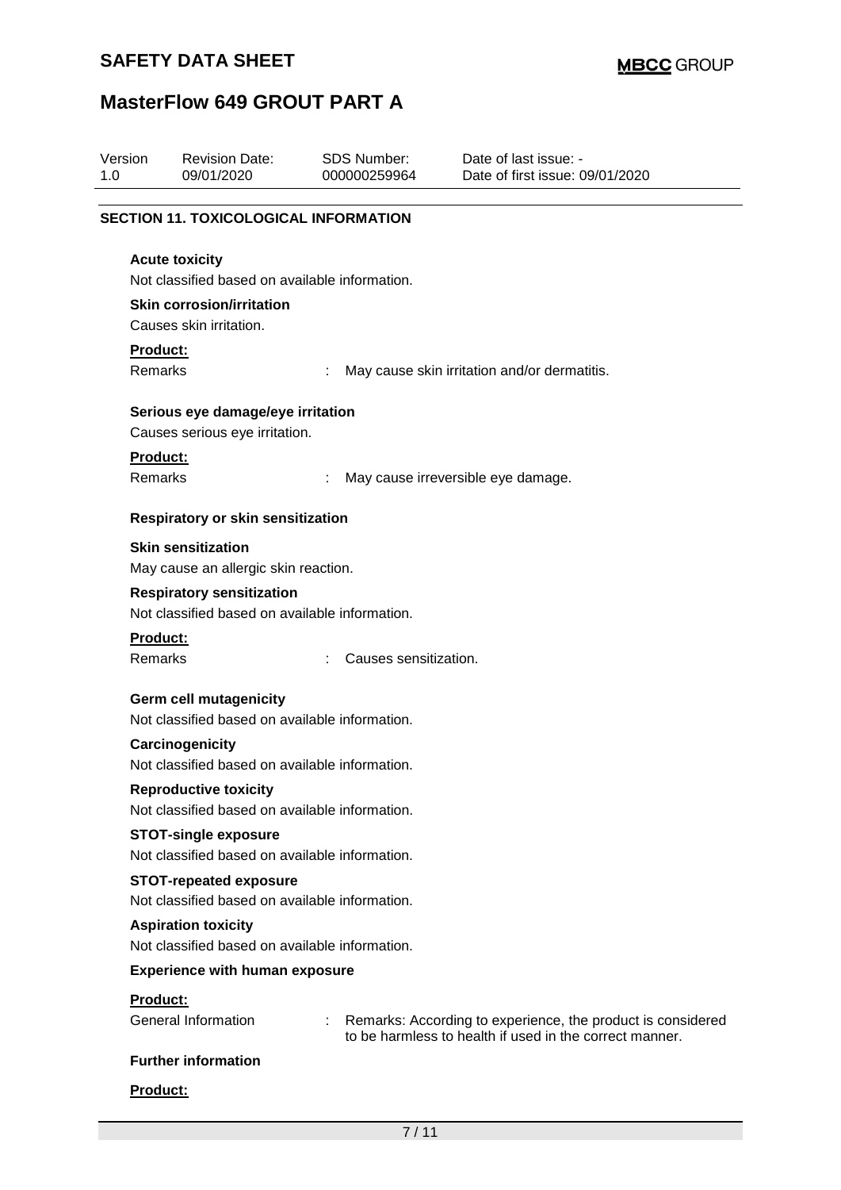| Version | Revision Date: | SDS Number: | Date of last issue: - |
|---|---|---|---|
| 1.0 | 09/01/2020 | 000000259964 | Date of first issue: 09/01/2020 |

## SECTION 11. TOXICOLOGICAL INFORMATION

**Acute toxicity**

Not classified based on available information.

**Skin corrosion/irritation**

Causes skin irritation.

**Product:**

Remarks : May cause skin irritation and/or dermatitis.

**Serious eye damage/eye irritation**

Causes serious eye irritation.

**Product:**

Remarks : May cause irreversible eye damage.

**Respiratory or skin sensitization**

**Skin sensitization**

May cause an allergic skin reaction.

**Respiratory sensitization**

Not classified based on available information.

**Product:**

Remarks : Causes sensitization.

**Germ cell mutagenicity**

Not classified based on available information.

**Carcinogenicity**

Not classified based on available information.

**Reproductive toxicity**

Not classified based on available information.

**STOT-single exposure**

Not classified based on available information.

**STOT-repeated exposure**

Not classified based on available information.

**Aspiration toxicity**

Not classified based on available information.

**Experience with human exposure**

**Product:**

General Information : Remarks: According to experience, the product is considered to be harmless to health if used in the correct manner.

**Further information**

**Product:**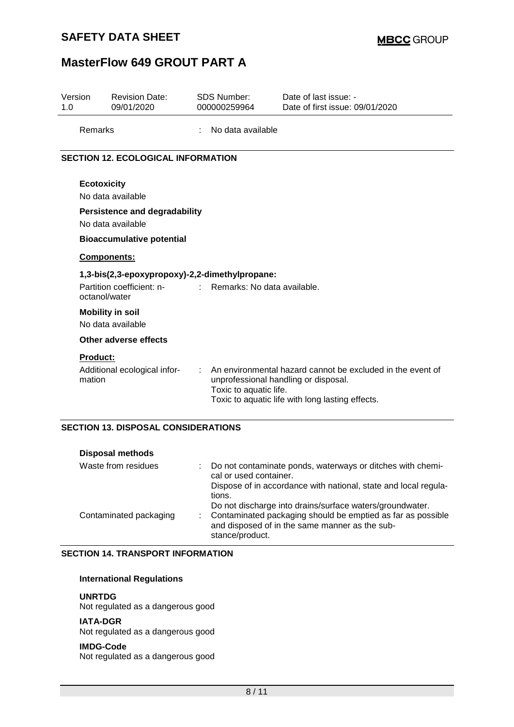| Version 1.0 | Revision Date: 09/01/2020 | SDS Number: 000000259964 | Date of last issue: - Date of first issue: 09/01/2020 |
|---|---|---|---|

Remarks : No data available

## SECTION 12. ECOLOGICAL INFORMATION

**Ecotoxicity**

No data available

**Persistence and degradability**

No data available

**Bioaccumulative potential**

**Components:**

**1,3-bis(2,3-epoxypropoxy)-2,2-dimethylpropane:**

Partition coefficient: n-octanol/water : Remarks: No data available.

**Mobility in soil**

No data available

**Other adverse effects**

**Product:**

Additional ecological information : An environmental hazard cannot be excluded in the event of unprofessional handling or disposal.
Toxic to aquatic life.
Toxic to aquatic life with long lasting effects.

## SECTION 13. DISPOSAL CONSIDERATIONS

**Disposal methods**

Waste from residues : Do not contaminate ponds, waterways or ditches with chemical or used container.
Dispose of in accordance with national, state and local regulations.
Do not discharge into drains/surface waters/groundwater.

Contaminated packaging : Contaminated packaging should be emptied as far as possible and disposed of in the same manner as the substance/product.

## SECTION 14. TRANSPORT INFORMATION

**International Regulations**

**UNRTDG**
Not regulated as a dangerous good

**IATA-DGR**
Not regulated as a dangerous good

**IMDG-Code**
Not regulated as a dangerous good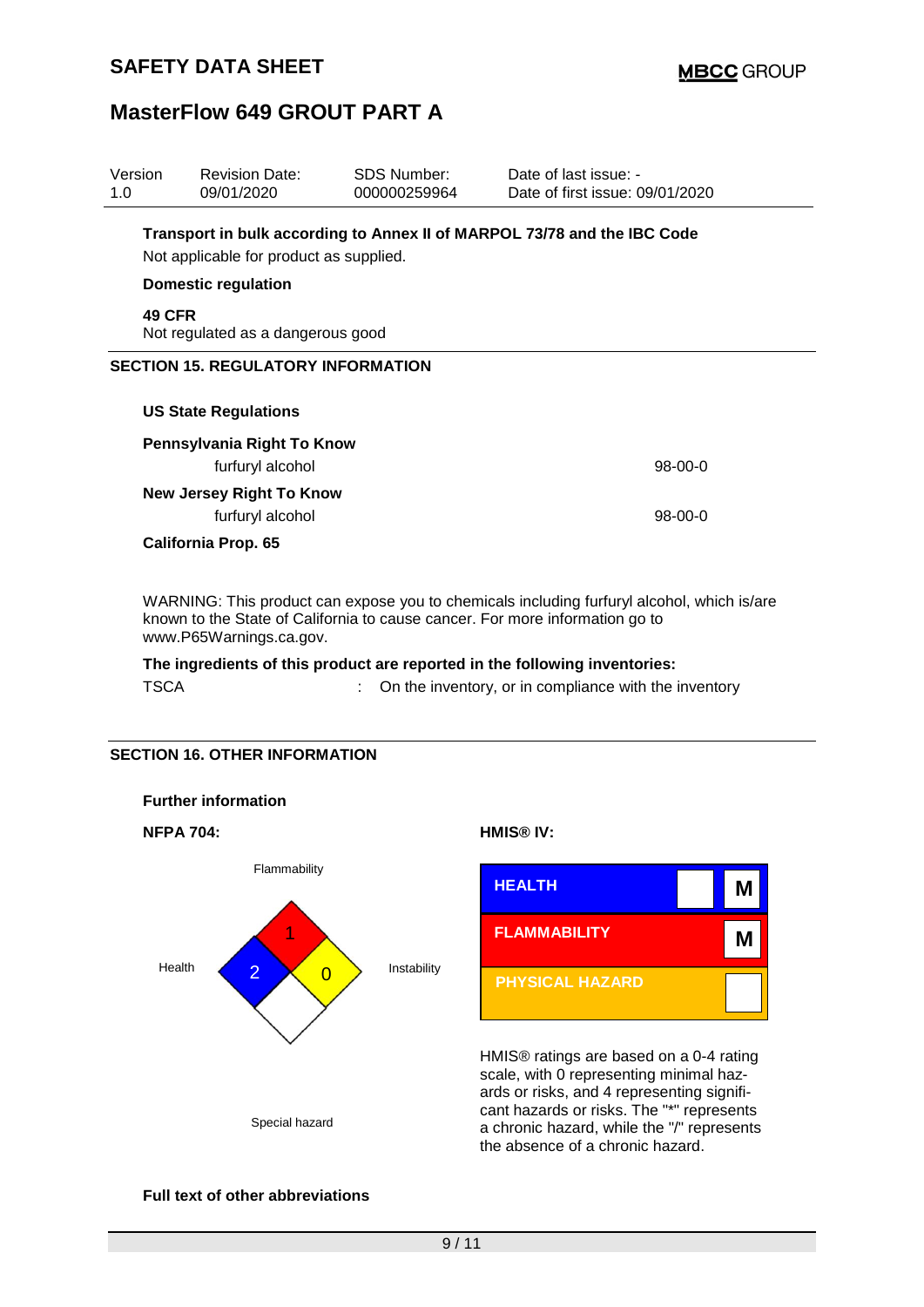**Transport in bulk according to Annex II of MARPOL 73/78 and the IBC Code**

Not applicable for product as supplied.

**Domestic regulation**

**49 CFR**

Not regulated as a dangerous good

## SECTION 15. REGULATORY INFORMATION

### US State Regulations

**Pennsylvania Right To Know**

| | |
|---|---|
| furfuryl alcohol | 98-00-0 |

**New Jersey Right To Know**

| | |
|---|---|
| furfuryl alcohol | 98-00-0 |

**California Prop. 65**

WARNING: This product can expose you to chemicals including furfuryl alcohol, which is/are known to the State of California to cause cancer. For more information go to www.P65Warnings.ca.gov.

**The ingredients of this product are reported in the following inventories:**

TSCA : On the inventory, or in compliance with the inventory

## SECTION 16. OTHER INFORMATION

### Further information

**NFPA 704:**

| Category | Rating |
|---|---|
| Flammability | 1 |
| Health | 2 |
| Instability | 0 |
| Special hazard | |

**HMIS® IV:**

| Category | Rating | |
|---|---|---|
| HEALTH | | M |
| FLAMMABILITY | | M |
| PHYSICAL HAZARD | | |

HMIS® ratings are based on a 0-4 rating scale, with 0 representing minimal hazards or risks, and 4 representing significant hazards or risks. The "*" represents a chronic hazard, while the "/" represents the absence of a chronic hazard.

**Full text of other abbreviations**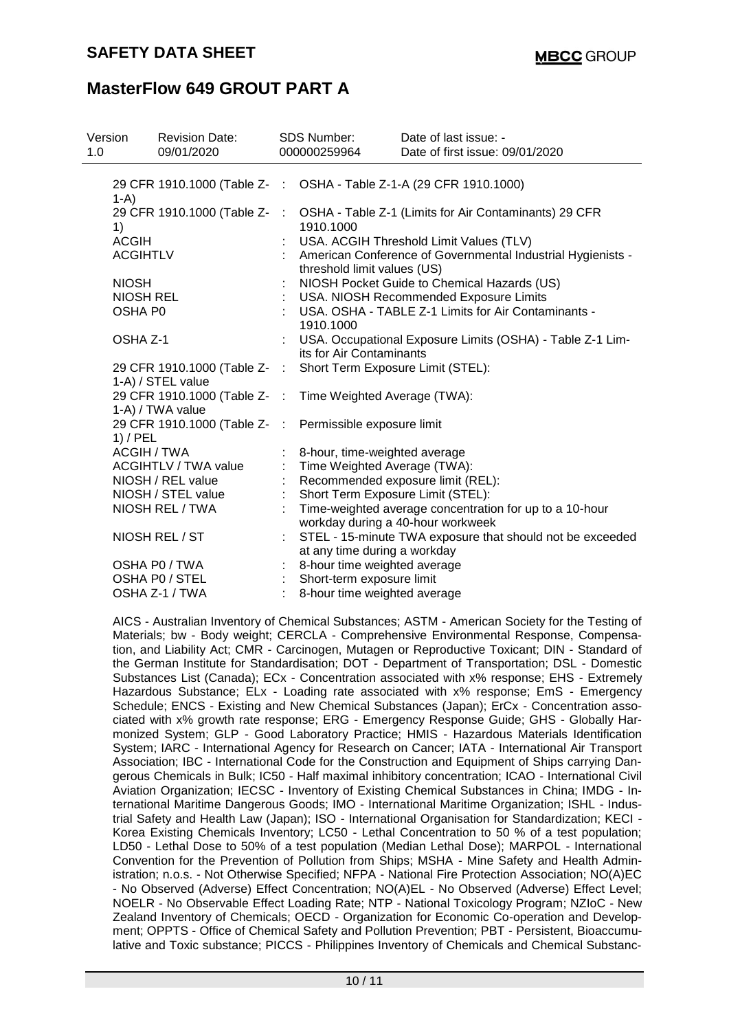| Version | Revision Date: | SDS Number: | Date of last issue: - |
|---|---|---|---|
| 1.0 | 09/01/2020 | 000000259964 | Date of first issue: 09/01/2020 |

| | | |
|---|---|---|
| 29 CFR 1910.1000 (Table Z-1-A) | : | OSHA - Table Z-1-A (29 CFR 1910.1000) |
| 29 CFR 1910.1000 (Table Z-1) | : | OSHA - Table Z-1 (Limits for Air Contaminants) 29 CFR 1910.1000 |
| ACGIH | : | USA. ACGIH Threshold Limit Values (TLV) |
| ACGIHTLV | : | American Conference of Governmental Industrial Hygienists - threshold limit values (US) |
| NIOSH | : | NIOSH Pocket Guide to Chemical Hazards (US) |
| NIOSH REL | : | USA. NIOSH Recommended Exposure Limits |
| OSHA P0 | : | USA. OSHA - TABLE Z-1 Limits for Air Contaminants - 1910.1000 |
| OSHA Z-1 | : | USA. Occupational Exposure Limits (OSHA) - Table Z-1 Limits for Air Contaminants |
| 29 CFR 1910.1000 (Table Z-1-A) / STEL value | : | Short Term Exposure Limit (STEL): |
| 29 CFR 1910.1000 (Table Z-1-A) / TWA value | : | Time Weighted Average (TWA): |
| 29 CFR 1910.1000 (Table Z-1) / PEL | : | Permissible exposure limit |
| ACGIH / TWA | : | 8-hour, time-weighted average |
| ACGIHTLV / TWA value | : | Time Weighted Average (TWA): |
| NIOSH / REL value | : | Recommended exposure limit (REL): |
| NIOSH / STEL value | : | Short Term Exposure Limit (STEL): |
| NIOSH REL / TWA | : | Time-weighted average concentration for up to a 10-hour workday during a 40-hour workweek |
| NIOSH REL / ST | : | STEL - 15-minute TWA exposure that should not be exceeded at any time during a workday |
| OSHA P0 / TWA | : | 8-hour time weighted average |
| OSHA P0 / STEL | : | Short-term exposure limit |
| OSHA Z-1 / TWA | : | 8-hour time weighted average |

AICS - Australian Inventory of Chemical Substances; ASTM - American Society for the Testing of Materials; bw - Body weight; CERCLA - Comprehensive Environmental Response, Compensation, and Liability Act; CMR - Carcinogen, Mutagen or Reproductive Toxicant; DIN - Standard of the German Institute for Standardisation; DOT - Department of Transportation; DSL - Domestic Substances List (Canada); ECx - Concentration associated with x% response; EHS - Extremely Hazardous Substance; ELx - Loading rate associated with x% response; EmS - Emergency Schedule; ENCS - Existing and New Chemical Substances (Japan); ErCx - Concentration associated with x% growth rate response; ERG - Emergency Response Guide; GHS - Globally Harmonized System; GLP - Good Laboratory Practice; HMIS - Hazardous Materials Identification System; IARC - International Agency for Research on Cancer; IATA - International Air Transport Association; IBC - International Code for the Construction and Equipment of Ships carrying Dangerous Chemicals in Bulk; IC50 - Half maximal inhibitory concentration; ICAO - International Civil Aviation Organization; IECSC - Inventory of Existing Chemical Substances in China; IMDG - International Maritime Dangerous Goods; IMO - International Maritime Organization; ISHL - Industrial Safety and Health Law (Japan); ISO - International Organisation for Standardization; KECI - Korea Existing Chemicals Inventory; LC50 - Lethal Concentration to 50 % of a test population; LD50 - Lethal Dose to 50% of a test population (Median Lethal Dose); MARPOL - International Convention for the Prevention of Pollution from Ships; MSHA - Mine Safety and Health Administration; n.o.s. - Not Otherwise Specified; NFPA - National Fire Protection Association; NO(A)EC - No Observed (Adverse) Effect Concentration; NO(A)EL - No Observed (Adverse) Effect Level; NOELR - No Observable Effect Loading Rate; NTP - National Toxicology Program; NZIoC - New Zealand Inventory of Chemicals; OECD - Organization for Economic Co-operation and Development; OPPTS - Office of Chemical Safety and Pollution Prevention; PBT - Persistent, Bioaccumulative and Toxic substance; PICCS - Philippines Inventory of Chemicals and Chemical Substanc-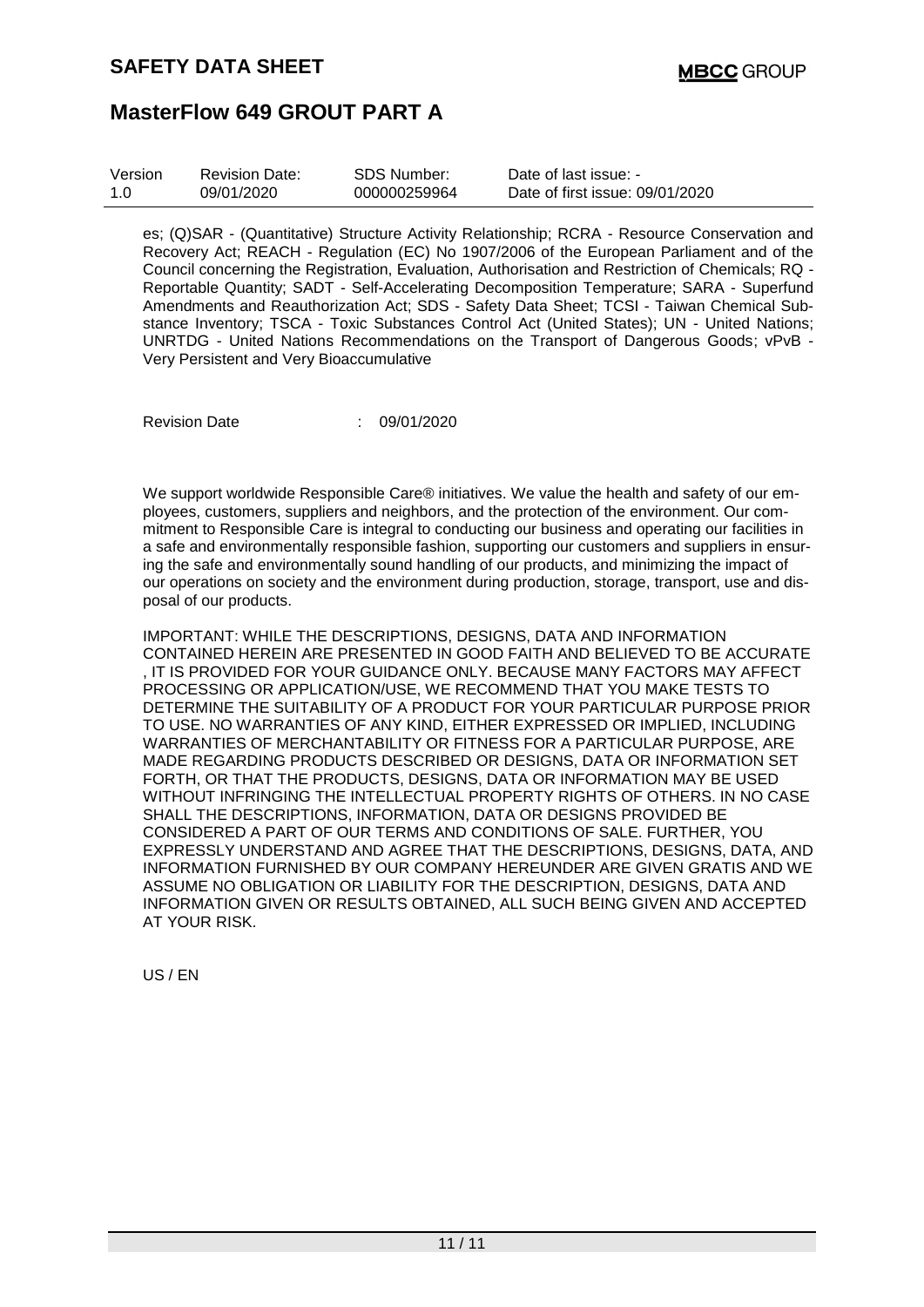es; (Q)SAR - (Quantitative) Structure Activity Relationship; RCRA - Resource Conservation and Recovery Act; REACH - Regulation (EC) No 1907/2006 of the European Parliament and of the Council concerning the Registration, Evaluation, Authorisation and Restriction of Chemicals; RQ - Reportable Quantity; SADT - Self-Accelerating Decomposition Temperature; SARA - Superfund Amendments and Reauthorization Act; SDS - Safety Data Sheet; TCSI - Taiwan Chemical Substance Inventory; TSCA - Toxic Substances Control Act (United States); UN - United Nations; UNRTDG - United Nations Recommendations on the Transport of Dangerous Goods; vPvB - Very Persistent and Very Bioaccumulative

Revision Date : 09/01/2020

We support worldwide Responsible Care® initiatives. We value the health and safety of our employees, customers, suppliers and neighbors, and the protection of the environment. Our commitment to Responsible Care is integral to conducting our business and operating our facilities in a safe and environmentally responsible fashion, supporting our customers and suppliers in ensuring the safe and environmentally sound handling of our products, and minimizing the impact of our operations on society and the environment during production, storage, transport, use and disposal of our products.

IMPORTANT: WHILE THE DESCRIPTIONS, DESIGNS, DATA AND INFORMATION CONTAINED HEREIN ARE PRESENTED IN GOOD FAITH AND BELIEVED TO BE ACCURATE , IT IS PROVIDED FOR YOUR GUIDANCE ONLY. BECAUSE MANY FACTORS MAY AFFECT PROCESSING OR APPLICATION/USE, WE RECOMMEND THAT YOU MAKE TESTS TO DETERMINE THE SUITABILITY OF A PRODUCT FOR YOUR PARTICULAR PURPOSE PRIOR TO USE. NO WARRANTIES OF ANY KIND, EITHER EXPRESSED OR IMPLIED, INCLUDING WARRANTIES OF MERCHANTABILITY OR FITNESS FOR A PARTICULAR PURPOSE, ARE MADE REGARDING PRODUCTS DESCRIBED OR DESIGNS, DATA OR INFORMATION SET FORTH, OR THAT THE PRODUCTS, DESIGNS, DATA OR INFORMATION MAY BE USED WITHOUT INFRINGING THE INTELLECTUAL PROPERTY RIGHTS OF OTHERS. IN NO CASE SHALL THE DESCRIPTIONS, INFORMATION, DATA OR DESIGNS PROVIDED BE CONSIDERED A PART OF OUR TERMS AND CONDITIONS OF SALE. FURTHER, YOU EXPRESSLY UNDERSTAND AND AGREE THAT THE DESCRIPTIONS, DESIGNS, DATA, AND INFORMATION FURNISHED BY OUR COMPANY HEREUNDER ARE GIVEN GRATIS AND WE ASSUME NO OBLIGATION OR LIABILITY FOR THE DESCRIPTION, DESIGNS, DATA AND INFORMATION GIVEN OR RESULTS OBTAINED, ALL SUCH BEING GIVEN AND ACCEPTED AT YOUR RISK.

US / EN